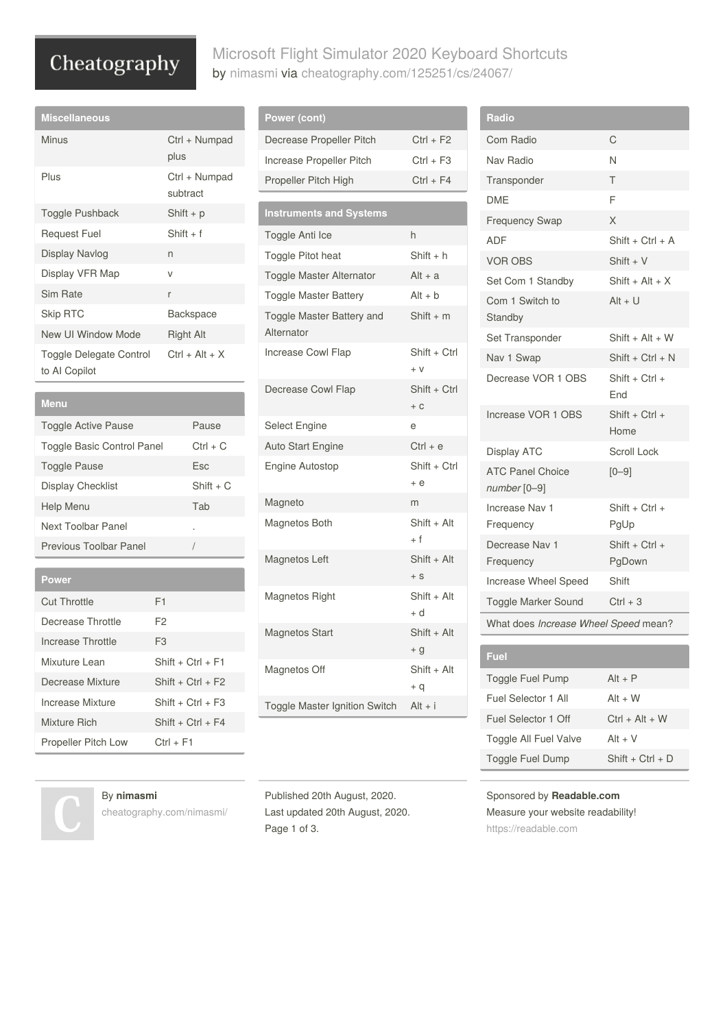# Microsoft Flight Simulator 2020 Keyboard Shortcuts

by nimasmi via cheatography.com/125251/cs/24067/

## Miscellaneous

| | |
|---|---|
| Minus | Ctrl + Numpad plus |
| Plus | Ctrl + Numpad subtract |
| Toggle Pushback | Shift + p |
| Request Fuel | Shift + f |
| Display Navlog | n |
| Display VFR Map | v |
| Sim Rate | r |
| Skip RTC | Backspace |
| New UI Window Mode | Right Alt |
| Toggle Delegate Control to AI Copilot | Ctrl + Alt + X |

## Menu

| | |
|---|---|
| Toggle Active Pause | Pause |
| Toggle Basic Control Panel | Ctrl + C |
| Toggle Pause | Esc |
| Display Checklist | Shift + C |
| Help Menu | Tab |
| Next Toolbar Panel | . |
| Previous Toolbar Panel | / |

## Power

| | |
|---|---|
| Cut Throttle | F1 |
| Decrease Throttle | F2 |
| Increase Throttle | F3 |
| Mixuture Lean | Shift + Ctrl + F1 |
| Decrease Mixture | Shift + Ctrl + F2 |
| Increase Mixture | Shift + Ctrl + F3 |
| Mixture Rich | Shift + Ctrl + F4 |
| Propeller Pitch Low | Ctrl + F1 |

## Power (cont)

| | |
|---|---|
| Decrease Propeller Pitch | Ctrl + F2 |
| Increase Propeller Pitch | Ctrl + F3 |
| Propeller Pitch High | Ctrl + F4 |

## Instruments and Systems

| | |
|---|---|
| Toggle Anti Ice | h |
| Toggle Pitot heat | Shift + h |
| Toggle Master Alternator | Alt + a |
| Toggle Master Battery | Alt + b |
| Toggle Master Battery and Alternator | Shift + m |
| Increase Cowl Flap | Shift + Ctrl + v |
| Decrease Cowl Flap | Shift + Ctrl + c |
| Select Engine | e |
| Auto Start Engine | Ctrl + e |
| Engine Autostop | Shift + Ctrl + e |
| Magneto | m |
| Magnetos Both | Shift + Alt + f |
| Magnetos Left | Shift + Alt + s |
| Magnetos Right | Shift + Alt + d |
| Magnetos Start | Shift + Alt + g |
| Magnetos Off | Shift + Alt + q |
| Toggle Master Ignition Switch | Alt + i |

## Radio

| | |
|---|---|
| Com Radio | C |
| Nav Radio | N |
| Transponder | T |
| DME | F |
| Frequency Swap | X |
| ADF | Shift + Ctrl + A |
| VOR OBS | Shift + V |
| Set Com 1 Standby | Shift + Alt + X |
| Com 1 Switch to Standby | Alt + U |
| Set Transponder | Shift + Alt + W |
| Nav 1 Swap | Shift + Ctrl + N |
| Decrease VOR 1 OBS | Shift + Ctrl + End |
| Increase VOR 1 OBS | Shift + Ctrl + Home |
| Display ATC | Scroll Lock |
| ATC Panel Choice *number* [0–9] | [0–9] |
| Increase Nav 1 Frequency | Shift + Ctrl + PgUp |
| Decrease Nav 1 Frequency | Shift + Ctrl + PgDown |
| Increase Wheel Speed | Shift |
| Toggle Marker Sound | Ctrl + 3 |

What does *Increase Wheel Speed* mean?

## Fuel

| | |
|---|---|
| Toggle Fuel Pump | Alt + P |
| Fuel Selector 1 All | Alt + W |
| Fuel Selector 1 Off | Ctrl + Alt + W |
| Toggle All Fuel Valve | Alt + V |
| Toggle Fuel Dump | Shift + Ctrl + D |

By **nimasmi**
cheatography.com/nimasmi/

Published 20th August, 2020.
Last updated 20th August, 2020.

Sponsored by **Readable.com**
Measure your website readability!
https://readable.com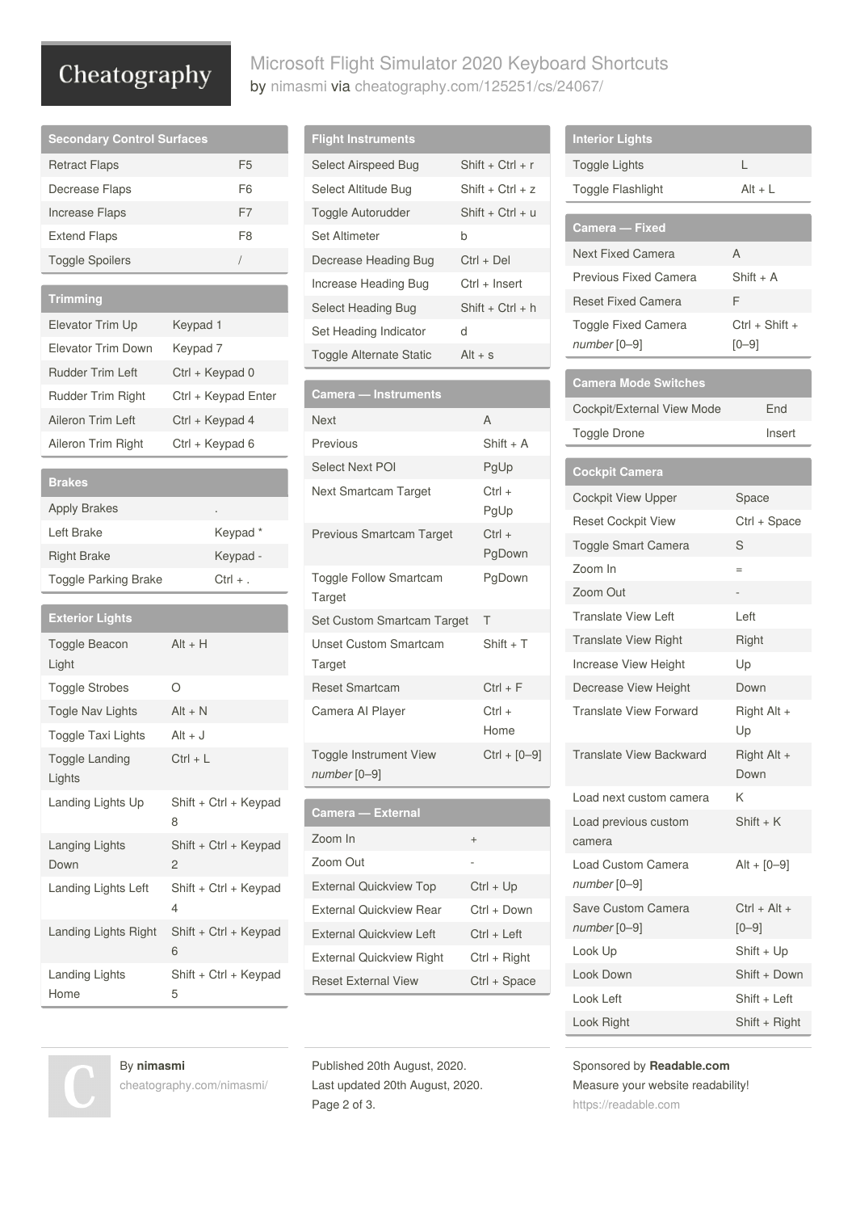# Microsoft Flight Simulator 2020 Keyboard Shortcuts

by nimasmi via cheatography.com/125251/cs/24067/

## Secondary Control Surfaces

| | |
|---|---|
| Retract Flaps | F5 |
| Decrease Flaps | F6 |
| Increase Flaps | F7 |
| Extend Flaps | F8 |
| Toggle Spoilers | / |

## Trimming

| | |
|---|---|
| Elevator Trim Up | Keypad 1 |
| Elevator Trim Down | Keypad 7 |
| Rudder Trim Left | Ctrl + Keypad 0 |
| Rudder Trim Right | Ctrl + Keypad Enter |
| Aileron Trim Left | Ctrl + Keypad 4 |
| Aileron Trim Right | Ctrl + Keypad 6 |

## Brakes

| | |
|---|---|
| Apply Brakes | . |
| Left Brake | Keypad * |
| Right Brake | Keypad - |
| Toggle Parking Brake | Ctrl + . |

## Exterior Lights

| | |
|---|---|
| Toggle Beacon Light | Alt + H |
| Toggle Strobes | O |
| Togle Nav Lights | Alt + N |
| Toggle Taxi Lights | Alt + J |
| Toggle Landing Lights | Ctrl + L |
| Landing Lights Up | Shift + Ctrl + Keypad 8 |
| Langing Lights Down | Shift + Ctrl + Keypad 2 |
| Landing Lights Left | Shift + Ctrl + Keypad 4 |
| Landing Lights Right | Shift + Ctrl + Keypad 6 |
| Landing Lights Home | Shift + Ctrl + Keypad 5 |

## Flight Instruments

| | |
|---|---|
| Select Airspeed Bug | Shift + Ctrl + r |
| Select Altitude Bug | Shift + Ctrl + z |
| Toggle Autorudder | Shift + Ctrl + u |
| Set Altimeter | b |
| Decrease Heading Bug | Ctrl + Del |
| Increase Heading Bug | Ctrl + Insert |
| Select Heading Bug | Shift + Ctrl + h |
| Set Heading Indicator | d |
| Toggle Alternate Static | Alt + s |

## Camera — Instruments

| | |
|---|---|
| Next | A |
| Previous | Shift + A |
| Select Next POI | PgUp |
| Next Smartcam Target | Ctrl + PgUp |
| Previous Smartcam Target | Ctrl + PgDown |
| Toggle Follow Smartcam Target | PgDown |
| Set Custom Smartcam Target | T |
| Unset Custom Smartcam Target | Shift + T |
| Reset Smartcam | Ctrl + F |
| Camera AI Player | Ctrl + Home |
| Toggle Instrument View *number* [0–9] | Ctrl + [0–9] |

## Camera — External

| | |
|---|---|
| Zoom In | + |
| Zoom Out | - |
| External Quickview Top | Ctrl + Up |
| External Quickview Rear | Ctrl + Down |
| External Quickview Left | Ctrl + Left |
| External Quickview Right | Ctrl + Right |
| Reset External View | Ctrl + Space |

## Interior Lights

| | |
|---|---|
| Toggle Lights | L |
| Toggle Flashlight | Alt + L |

## Camera — Fixed

| | |
|---|---|
| Next Fixed Camera | A |
| Previous Fixed Camera | Shift + A |
| Reset Fixed Camera | F |
| Toggle Fixed Camera *number* [0–9] | Ctrl + Shift + [0–9] |

## Camera Mode Switches

| | |
|---|---|
| Cockpit/External View Mode | End |
| Toggle Drone | Insert |

## Cockpit Camera

| | |
|---|---|
| Cockpit View Upper | Space |
| Reset Cockpit View | Ctrl + Space |
| Toggle Smart Camera | S |
| Zoom In | = |
| Zoom Out | - |
| Translate View Left | Left |
| Translate View Right | Right |
| Increase View Height | Up |
| Decrease View Height | Down |
| Translate View Forward | Right Alt + Up |
| Translate View Backward | Right Alt + Down |
| Load next custom camera | K |
| Load previous custom camera | Shift + K |
| Load Custom Camera *number* [0–9] | Alt + [0–9] |
| Save Custom Camera *number* [0–9] | Ctrl + Alt + [0–9] |
| Look Up | Shift + Up |
| Look Down | Shift + Down |
| Look Left | Shift + Left |
| Look Right | Shift + Right |

By **nimasmi**
cheatography.com/nimasmi/

Published 20th August, 2020.
Last updated 20th August, 2020.

Sponsored by **Readable.com**
Measure your website readability!
https://readable.com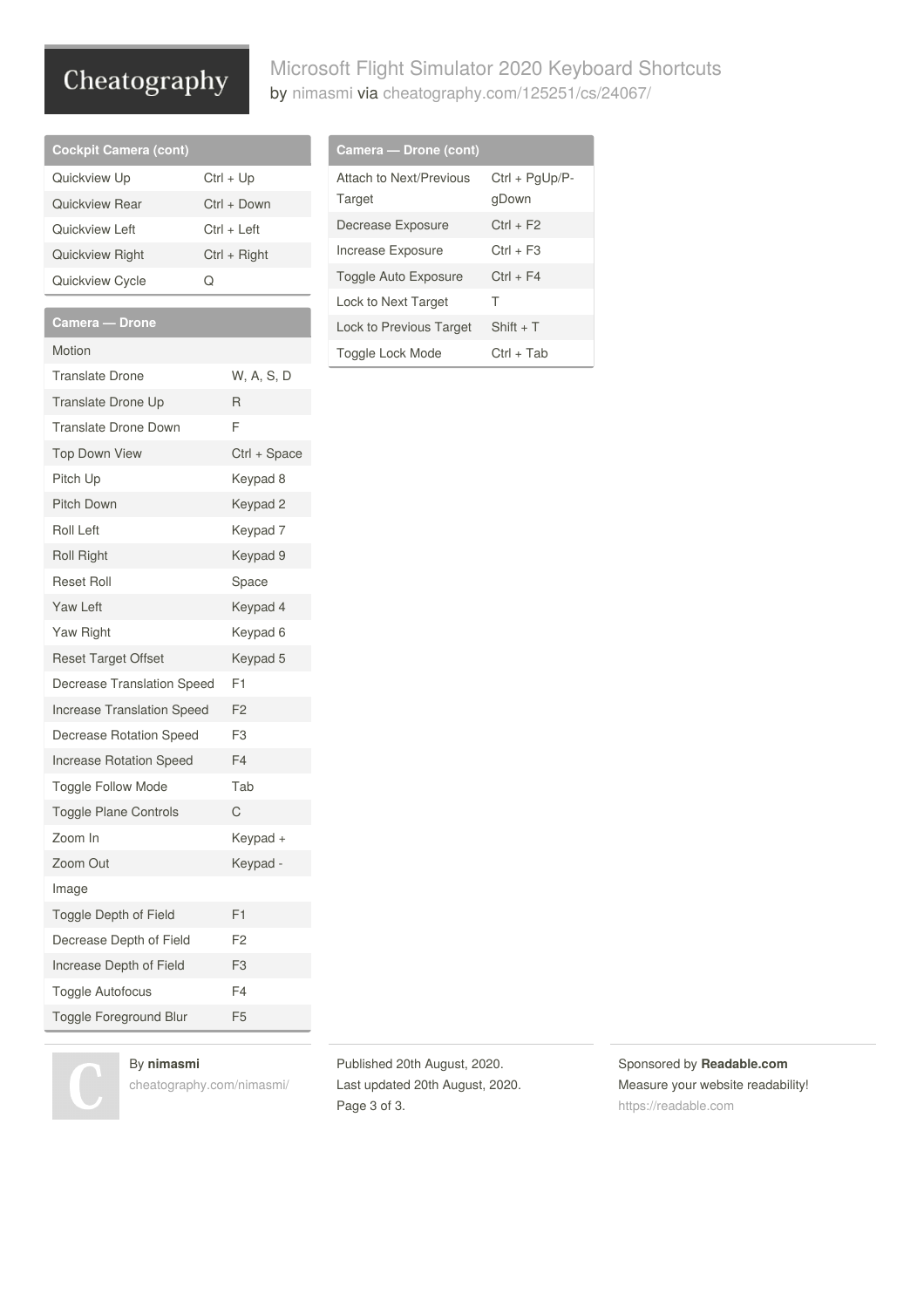# Microsoft Flight Simulator 2020 Keyboard Shortcuts

by nimasmi via cheatography.com/125251/cs/24067/

## Cockpit Camera (cont)

| | |
|---|---|
| Quickview Up | Ctrl + Up |
| Quickview Rear | Ctrl + Down |
| Quickview Left | Ctrl + Left |
| Quickview Right | Ctrl + Right |
| Quickview Cycle | Q |

## Camera — Drone

| | |
|---|---|
| Motion | |
| Translate Drone | W, A, S, D |
| Translate Drone Up | R |
| Translate Drone Down | F |
| Top Down View | Ctrl + Space |
| Pitch Up | Keypad 8 |
| Pitch Down | Keypad 2 |
| Roll Left | Keypad 7 |
| Roll Right | Keypad 9 |
| Reset Roll | Space |
| Yaw Left | Keypad 4 |
| Yaw Right | Keypad 6 |
| Reset Target Offset | Keypad 5 |
| Decrease Translation Speed | F1 |
| Increase Translation Speed | F2 |
| Decrease Rotation Speed | F3 |
| Increase Rotation Speed | F4 |
| Toggle Follow Mode | Tab |
| Toggle Plane Controls | C |
| Zoom In | Keypad + |
| Zoom Out | Keypad - |
| Image | |
| Toggle Depth of Field | F1 |
| Decrease Depth of Field | F2 |
| Increase Depth of Field | F3 |
| Toggle Autofocus | F4 |
| Toggle Foreground Blur | F5 |

## Camera — Drone (cont)

| | |
|---|---|
| Attach to Next/Previous Target | Ctrl + PgUp/PgDown |
| Decrease Exposure | Ctrl + F2 |
| Increase Exposure | Ctrl + F3 |
| Toggle Auto Exposure | Ctrl + F4 |
| Lock to Next Target | T |
| Lock to Previous Target | Shift + T |
| Toggle Lock Mode | Ctrl + Tab |

By **nimasmi**
cheatography.com/nimasmi/

Published 20th August, 2020.
Last updated 20th August, 2020.

Sponsored by **Readable.com**
Measure your website readability!
https://readable.com